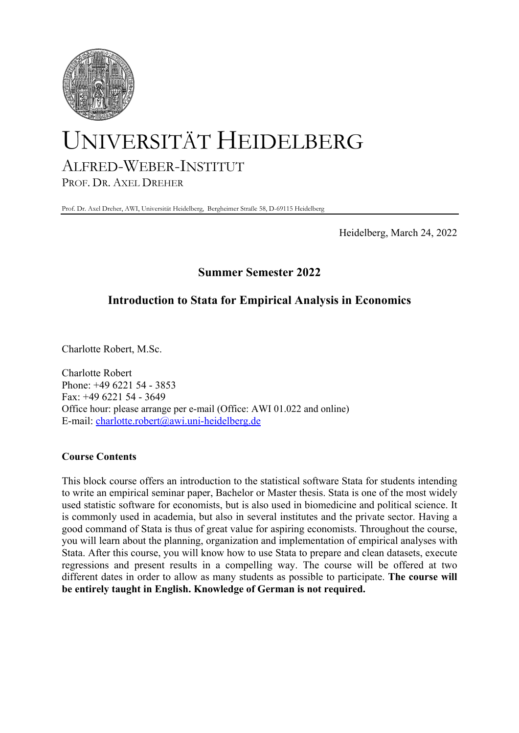# UNIVERSITÄT HEIDELBERG

## ALFRED-WEBER-INSTITUT

PROF. DR. AXEL DREHER

Prof. Dr. Axel Dreher, AWI, Universität Heidelberg, Bergheimer Straße 58, D-69115 Heidelberg

Heidelberg, March 24, 2022

## Summer Semester 2022

## Introduction to Stata for Empirical Analysis in Economics

Charlotte Robert, M.Sc.

Charlotte Robert  
Phone: +49 6221 54 - 3853  
Fax: +49 6221 54 - 3649  
Office hour: please arrange per e-mail (Office: AWI 01.022 and online)  
E-mail: charlotte.robert@awi.uni-heidelberg.de

### Course Contents

This block course offers an introduction to the statistical software Stata for students intending to write an empirical seminar paper, Bachelor or Master thesis. Stata is one of the most widely used statistic software for economists, but is also used in biomedicine and political science. It is commonly used in academia, but also in several institutes and the private sector. Having a good command of Stata is thus of great value for aspiring economists. Throughout the course, you will learn about the planning, organization and implementation of empirical analyses with Stata. After this course, you will know how to use Stata to prepare and clean datasets, execute regressions and present results in a compelling way. The course will be offered at two different dates in order to allow as many students as possible to participate. **The course will be entirely taught in English. Knowledge of German is not required.**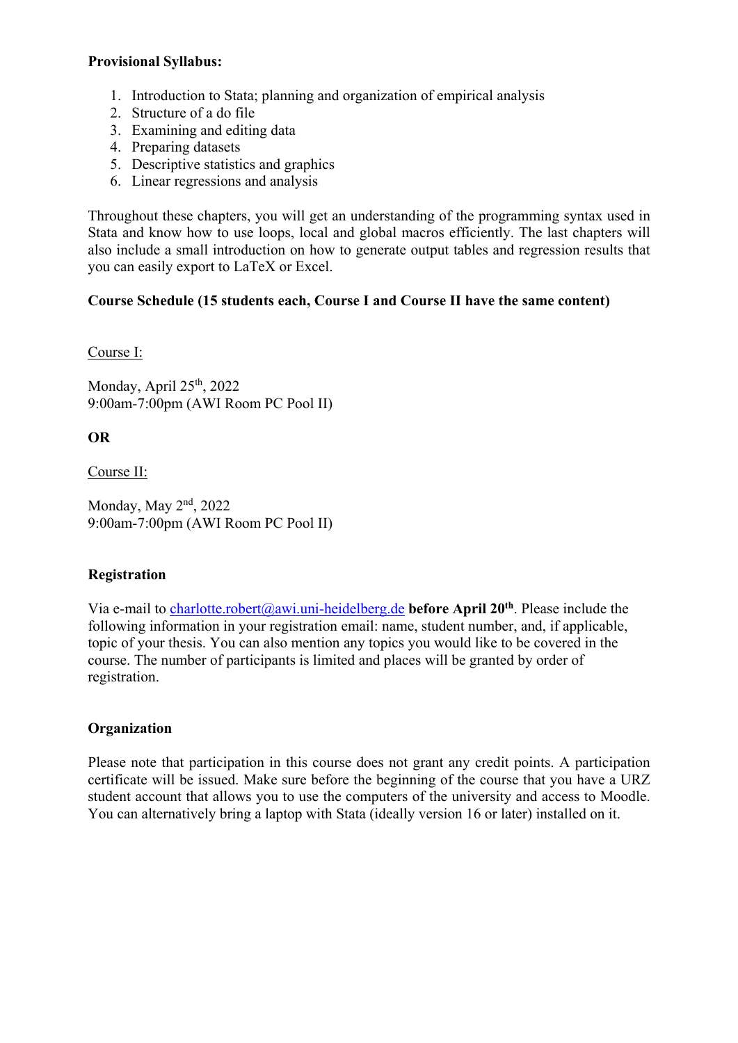**Provisional Syllabus:**

1. Introduction to Stata; planning and organization of empirical analysis
2. Structure of a do file
3. Examining and editing data
4. Preparing datasets
5. Descriptive statistics and graphics
6. Linear regressions and analysis

Throughout these chapters, you will get an understanding of the programming syntax used in Stata and know how to use loops, local and global macros efficiently. The last chapters will also include a small introduction on how to generate output tables and regression results that you can easily export to LaTeX or Excel.

**Course Schedule (15 students each, Course I and Course II have the same content)**

Course I:

Monday, April 25th, 2022
9:00am-7:00pm (AWI Room PC Pool II)

**OR**

Course II:

Monday, May 2nd, 2022
9:00am-7:00pm (AWI Room PC Pool II)

**Registration**

Via e-mail to charlotte.robert@awi.uni-heidelberg.de **before April 20th**. Please include the following information in your registration email: name, student number, and, if applicable, topic of your thesis. You can also mention any topics you would like to be covered in the course. The number of participants is limited and places will be granted by order of registration.

**Organization**

Please note that participation in this course does not grant any credit points. A participation certificate will be issued. Make sure before the beginning of the course that you have a URZ student account that allows you to use the computers of the university and access to Moodle. You can alternatively bring a laptop with Stata (ideally version 16 or later) installed on it.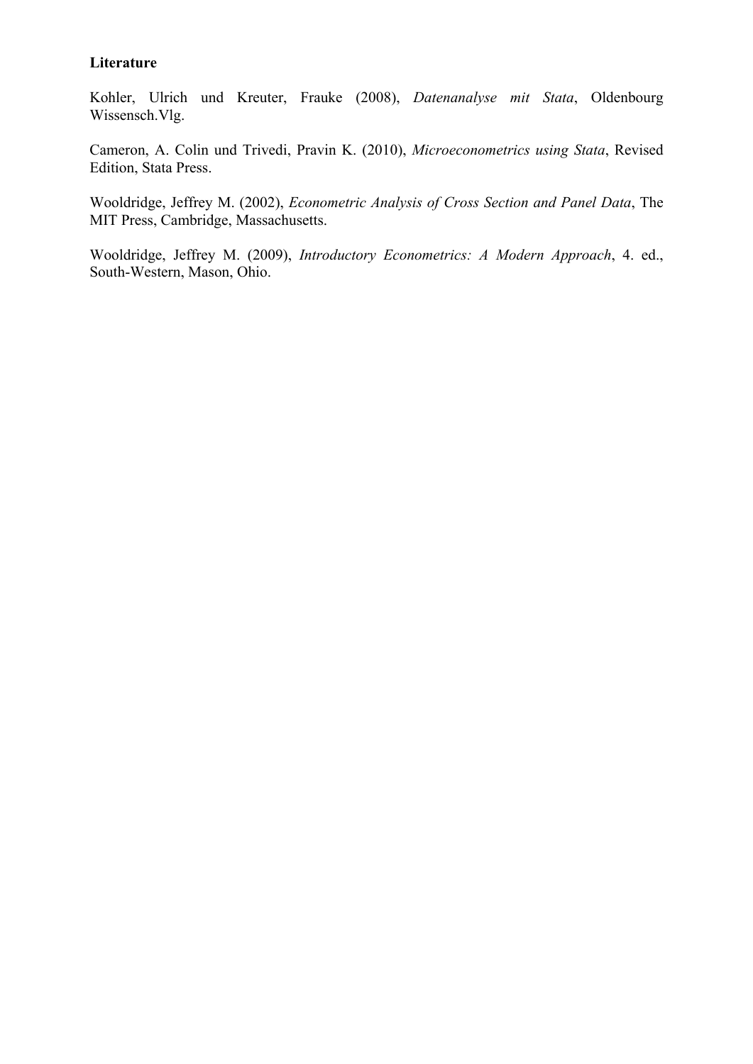**Literature**

Kohler, Ulrich und Kreuter, Frauke (2008), *Datenanalyse mit Stata*, Oldenbourg Wissensch.Vlg.

Cameron, A. Colin und Trivedi, Pravin K. (2010), *Microeconometrics using Stata*, Revised Edition, Stata Press.

Wooldridge, Jeffrey M. (2002), *Econometric Analysis of Cross Section and Panel Data*, The MIT Press, Cambridge, Massachusetts.

Wooldridge, Jeffrey M. (2009), *Introductory Econometrics: A Modern Approach*, 4. ed., South-Western, Mason, Ohio.